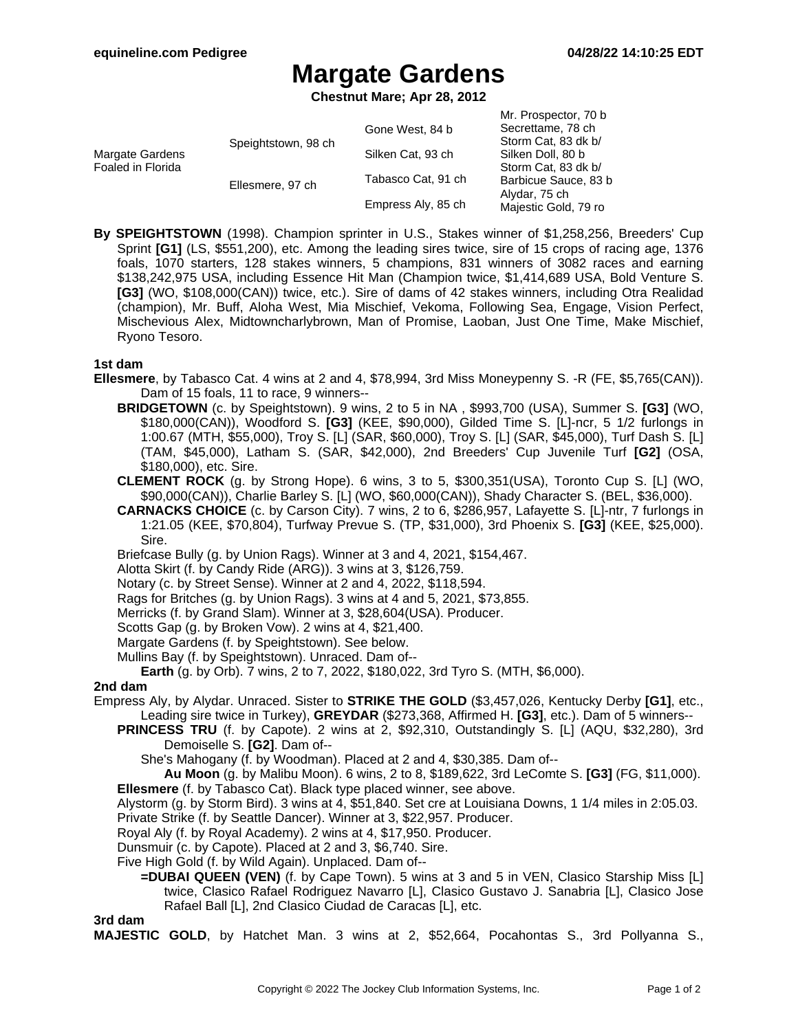# Margate Gardens

**Chestnut Mare; Apr 28, 2012**

| | | | |
|---|---|---|---|
| Margate Gardens Foaled in Florida | Speightstown, 98 ch | Gone West, 84 b | Mr. Prospector, 70 b |
| | | | Secrettame, 78 ch |
| | | Silken Cat, 93 ch | Storm Cat, 83 dk b/ |
| | | | Silken Doll, 80 b |
| | Ellesmere, 97 ch | Tabasco Cat, 91 ch | Storm Cat, 83 dk b/ |
| | | | Barbicue Sauce, 83 b |
| | | Empress Aly, 85 ch | Alydar, 75 ch |
| | | | Majestic Gold, 79 ro |

**By SPEIGHTSTOWN** (1998). Champion sprinter in U.S., Stakes winner of $1,258,256, Breeders' Cup Sprint **[G1]** (LS, $551,200), etc. Among the leading sires twice, sire of 15 crops of racing age, 1376 foals, 1070 starters, 128 stakes winners, 5 champions, 831 winners of 3082 races and earning $138,242,975 USA, including Essence Hit Man (Champion twice, $1,414,689 USA, Bold Venture S. **[G3]** (WO, $108,000(CAN)) twice, etc.). Sire of dams of 42 stakes winners, including Otra Realidad (champion), Mr. Buff, Aloha West, Mia Mischief, Vekoma, Following Sea, Engage, Vision Perfect, Mischevious Alex, Midtowncharlybrown, Man of Promise, Laoban, Just One Time, Make Mischief, Ryono Tesoro.

### 1st dam

**Ellesmere**, by Tabasco Cat. 4 wins at 2 and 4, $78,994, 3rd Miss Moneypenny S. -R (FE, $5,765(CAN)). Dam of 15 foals, 11 to race, 9 winners--

- **BRIDGETOWN** (c. by Speightstown). 9 wins, 2 to 5 in NA , $993,700 (USA), Summer S. **[G3]** (WO, $180,000(CAN)), Woodford S. **[G3]** (KEE, $90,000), Gilded Time S. [L]-ncr, 5 1/2 furlongs in 1:00.67 (MTH, $55,000), Troy S. [L] (SAR, $60,000), Troy S. [L] (SAR, $45,000), Turf Dash S. [L] (TAM, $45,000), Latham S. (SAR, $42,000), 2nd Breeders' Cup Juvenile Turf **[G2]** (OSA, $180,000), etc. Sire.
- **CLEMENT ROCK** (g. by Strong Hope). 6 wins, 3 to 5, $300,351(USA), Toronto Cup S. [L] (WO, $90,000(CAN)), Charlie Barley S. [L] (WO, $60,000(CAN)), Shady Character S. (BEL, $36,000).
- **CARNACKS CHOICE** (c. by Carson City). 7 wins, 2 to 6, $286,957, Lafayette S. [L]-ntr, 7 furlongs in 1:21.05 (KEE, $70,804), Turfway Prevue S. (TP, $31,000), 3rd Phoenix S. **[G3]** (KEE, $25,000). Sire.
- Briefcase Bully (g. by Union Rags). Winner at 3 and 4, 2021, $154,467.
- Alotta Skirt (f. by Candy Ride (ARG)). 3 wins at 3, $126,759.
- Notary (c. by Street Sense). Winner at 2 and 4, 2022, $118,594.
- Rags for Britches (g. by Union Rags). 3 wins at 4 and 5, 2021, $73,855.
- Merricks (f. by Grand Slam). Winner at 3, $28,604(USA). Producer.
- Scotts Gap (g. by Broken Vow). 2 wins at 4, $21,400.
- Margate Gardens (f. by Speightstown). See below.
- Mullins Bay (f. by Speightstown). Unraced. Dam of--
  - **Earth** (g. by Orb). 7 wins, 2 to 7, 2022, $180,022, 3rd Tyro S. (MTH, $6,000).

### 2nd dam

Empress Aly, by Alydar. Unraced. Sister to **STRIKE THE GOLD** ($3,457,026, Kentucky Derby **[G1]**, etc., Leading sire twice in Turkey), **GREYDAR** ($273,368, Affirmed H. **[G3]**, etc.). Dam of 5 winners--

- **PRINCESS TRU** (f. by Capote). 2 wins at 2, $92,310, Outstandingly S. [L] (AQU, $32,280), 3rd Demoiselle S. **[G2]**. Dam of--
  - She's Mahogany (f. by Woodman). Placed at 2 and 4, $30,385. Dam of--
    - **Au Moon** (g. by Malibu Moon). 6 wins, 2 to 8, $189,622, 3rd LeComte S. **[G3]** (FG, $11,000).
- **Ellesmere** (f. by Tabasco Cat). Black type placed winner, see above.
- Alystorm (g. by Storm Bird). 3 wins at 4, $51,840. Set cre at Louisiana Downs, 1 1/4 miles in 2:05.03.
- Private Strike (f. by Seattle Dancer). Winner at 3, $22,957. Producer.
- Royal Aly (f. by Royal Academy). 2 wins at 4, $17,950. Producer.
- Dunsmuir (c. by Capote). Placed at 2 and 3, $6,740. Sire.
- Five High Gold (f. by Wild Again). Unplaced. Dam of--
  - **=DUBAI QUEEN (VEN)** (f. by Cape Town). 5 wins at 3 and 5 in VEN, Clasico Starship Miss [L] twice, Clasico Rafael Rodriguez Navarro [L], Clasico Gustavo J. Sanabria [L], Clasico Jose Rafael Ball [L], 2nd Clasico Ciudad de Caracas [L], etc.

### 3rd dam

**MAJESTIC GOLD**, by Hatchet Man. 3 wins at 2, $52,664, Pocahontas S., 3rd Pollyanna S.,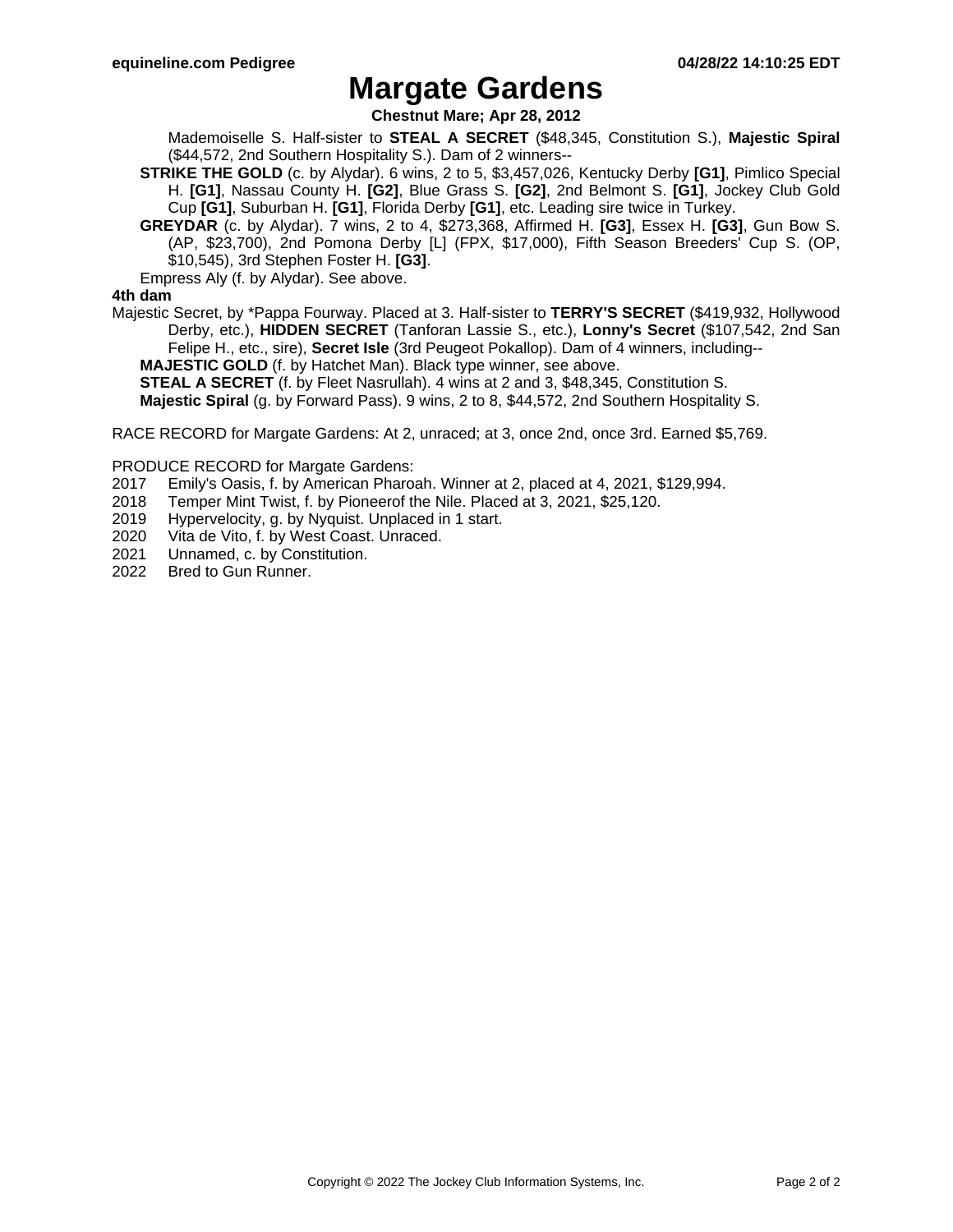# Margate Gardens

**Chestnut Mare; Apr 28, 2012**

Mademoiselle S. Half-sister to **STEAL A SECRET** ($48,345, Constitution S.), **Majestic Spiral** ($44,572, 2nd Southern Hospitality S.). Dam of 2 winners--

**STRIKE THE GOLD** (c. by Alydar). 6 wins, 2 to 5, $3,457,026, Kentucky Derby **[G1]**, Pimlico Special H. **[G1]**, Nassau County H. **[G2]**, Blue Grass S. **[G2]**, 2nd Belmont S. **[G1]**, Jockey Club Gold Cup **[G1]**, Suburban H. **[G1]**, Florida Derby **[G1]**, etc. Leading sire twice in Turkey.

**GREYDAR** (c. by Alydar). 7 wins, 2 to 4, $273,368, Affirmed H. **[G3]**, Essex H. **[G3]**, Gun Bow S. (AP, $23,700), 2nd Pomona Derby [L] (FPX, $17,000), Fifth Season Breeders' Cup S. (OP, $10,545), 3rd Stephen Foster H. **[G3]**.

Empress Aly (f. by Alydar). See above.

**4th dam**

Majestic Secret, by *Pappa Fourway. Placed at 3. Half-sister to **TERRY'S SECRET** ($419,932, Hollywood Derby, etc.), **HIDDEN SECRET** (Tanforan Lassie S., etc.), **Lonny's Secret** ($107,542, 2nd San Felipe H., etc., sire), **Secret Isle** (3rd Peugeot Pokallop). Dam of 4 winners, including--

**MAJESTIC GOLD** (f. by Hatchet Man). Black type winner, see above.

**STEAL A SECRET** (f. by Fleet Nasrullah). 4 wins at 2 and 3, $48,345, Constitution S.

**Majestic Spiral** (g. by Forward Pass). 9 wins, 2 to 8, $44,572, 2nd Southern Hospitality S.

RACE RECORD for Margate Gardens: At 2, unraced; at 3, once 2nd, once 3rd. Earned $5,769.

PRODUCE RECORD for Margate Gardens:

2017 Emily's Oasis, f. by American Pharoah. Winner at 2, placed at 4, 2021, $129,994.
2018 Temper Mint Twist, f. by Pioneerof the Nile. Placed at 3, 2021, $25,120.
2019 Hypervelocity, g. by Nyquist. Unplaced in 1 start.
2020 Vita de Vito, f. by West Coast. Unraced.
2021 Unnamed, c. by Constitution.
2022 Bred to Gun Runner.

Copyright © 2022 The Jockey Club Information Systems, Inc.